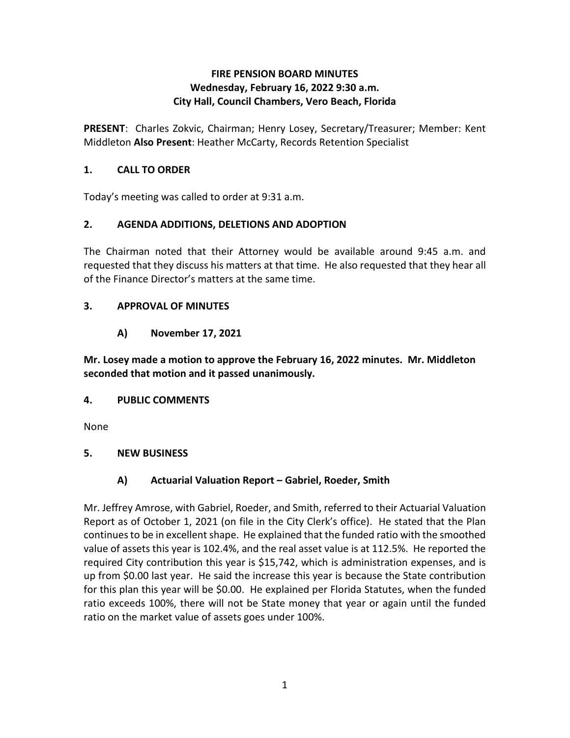# FIRE PENSION BOARD MINUTES
## Wednesday, February 16, 2022 9:30 a.m.
## City Hall, Council Chambers, Vero Beach, Florida

**PRESENT**: Charles Zokvic, Chairman; Henry Losey, Secretary/Treasurer; Member: Kent Middleton **Also Present**: Heather McCarty, Records Retention Specialist

### 1. CALL TO ORDER

Today's meeting was called to order at 9:31 a.m.

### 2. AGENDA ADDITIONS, DELETIONS AND ADOPTION

The Chairman noted that their Attorney would be available around 9:45 a.m. and requested that they discuss his matters at that time. He also requested that they hear all of the Finance Director's matters at the same time.

### 3. APPROVAL OF MINUTES

#### A) November 17, 2021

**Mr. Losey made a motion to approve the February 16, 2022 minutes. Mr. Middleton seconded that motion and it passed unanimously.**

### 4. PUBLIC COMMENTS

None

### 5. NEW BUSINESS

#### A) Actuarial Valuation Report – Gabriel, Roeder, Smith

Mr. Jeffrey Amrose, with Gabriel, Roeder, and Smith, referred to their Actuarial Valuation Report as of October 1, 2021 (on file in the City Clerk's office). He stated that the Plan continues to be in excellent shape. He explained that the funded ratio with the smoothed value of assets this year is 102.4%, and the real asset value is at 112.5%. He reported the required City contribution this year is $15,742, which is administration expenses, and is up from $0.00 last year. He said the increase this year is because the State contribution for this plan this year will be $0.00. He explained per Florida Statutes, when the funded ratio exceeds 100%, there will not be State money that year or again until the funded ratio on the market value of assets goes under 100%.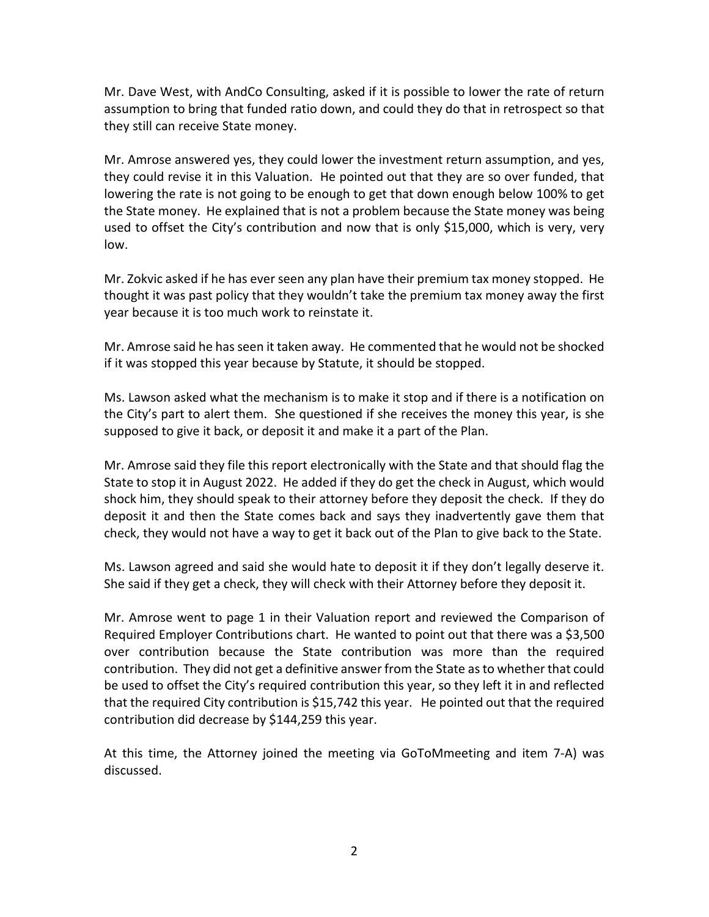Mr. Dave West, with AndCo Consulting, asked if it is possible to lower the rate of return assumption to bring that funded ratio down, and could they do that in retrospect so that they still can receive State money.

Mr. Amrose answered yes, they could lower the investment return assumption, and yes, they could revise it in this Valuation. He pointed out that they are so over funded, that lowering the rate is not going to be enough to get that down enough below 100% to get the State money. He explained that is not a problem because the State money was being used to offset the City's contribution and now that is only $15,000, which is very, very low.

Mr. Zokvic asked if he has ever seen any plan have their premium tax money stopped. He thought it was past policy that they wouldn't take the premium tax money away the first year because it is too much work to reinstate it.

Mr. Amrose said he has seen it taken away. He commented that he would not be shocked if it was stopped this year because by Statute, it should be stopped.

Ms. Lawson asked what the mechanism is to make it stop and if there is a notification on the City's part to alert them. She questioned if she receives the money this year, is she supposed to give it back, or deposit it and make it a part of the Plan.

Mr. Amrose said they file this report electronically with the State and that should flag the State to stop it in August 2022. He added if they do get the check in August, which would shock him, they should speak to their attorney before they deposit the check. If they do deposit it and then the State comes back and says they inadvertently gave them that check, they would not have a way to get it back out of the Plan to give back to the State.

Ms. Lawson agreed and said she would hate to deposit it if they don't legally deserve it. She said if they get a check, they will check with their Attorney before they deposit it.

Mr. Amrose went to page 1 in their Valuation report and reviewed the Comparison of Required Employer Contributions chart. He wanted to point out that there was a $3,500 over contribution because the State contribution was more than the required contribution. They did not get a definitive answer from the State as to whether that could be used to offset the City's required contribution this year, so they left it in and reflected that the required City contribution is $15,742 this year. He pointed out that the required contribution did decrease by $144,259 this year.

At this time, the Attorney joined the meeting via GoToMmeeting and item 7-A) was discussed.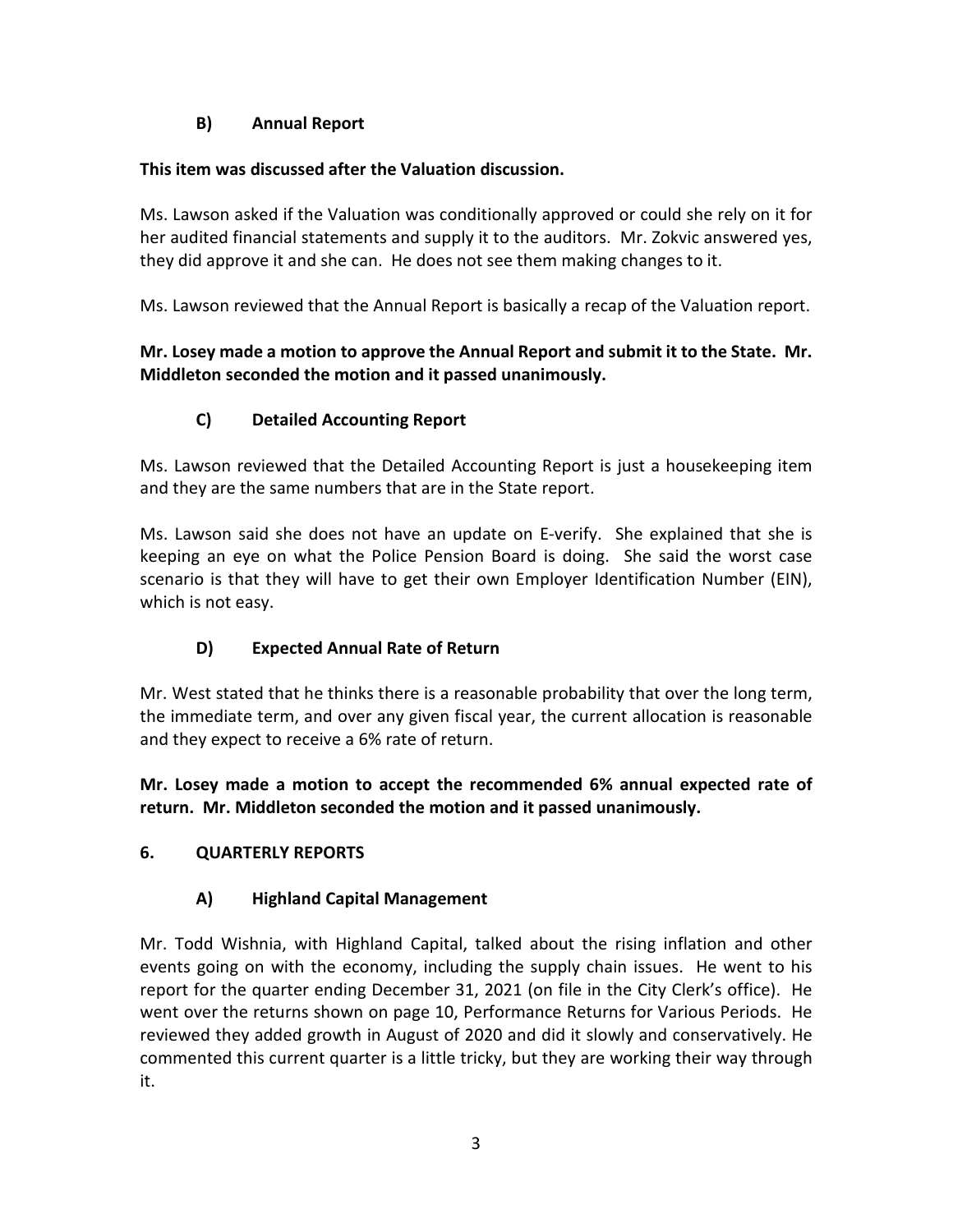### B) Annual Report

**This item was discussed after the Valuation discussion.**

Ms. Lawson asked if the Valuation was conditionally approved or could she rely on it for her audited financial statements and supply it to the auditors. Mr. Zokvic answered yes, they did approve it and she can. He does not see them making changes to it.

Ms. Lawson reviewed that the Annual Report is basically a recap of the Valuation report.

**Mr. Losey made a motion to approve the Annual Report and submit it to the State. Mr. Middleton seconded the motion and it passed unanimously.**

### C) Detailed Accounting Report

Ms. Lawson reviewed that the Detailed Accounting Report is just a housekeeping item and they are the same numbers that are in the State report.

Ms. Lawson said she does not have an update on E-verify. She explained that she is keeping an eye on what the Police Pension Board is doing. She said the worst case scenario is that they will have to get their own Employer Identification Number (EIN), which is not easy.

### D) Expected Annual Rate of Return

Mr. West stated that he thinks there is a reasonable probability that over the long term, the immediate term, and over any given fiscal year, the current allocation is reasonable and they expect to receive a 6% rate of return.

**Mr. Losey made a motion to accept the recommended 6% annual expected rate of return. Mr. Middleton seconded the motion and it passed unanimously.**

## 6. QUARTERLY REPORTS

### A) Highland Capital Management

Mr. Todd Wishnia, with Highland Capital, talked about the rising inflation and other events going on with the economy, including the supply chain issues. He went to his report for the quarter ending December 31, 2021 (on file in the City Clerk's office). He went over the returns shown on page 10, Performance Returns for Various Periods. He reviewed they added growth in August of 2020 and did it slowly and conservatively. He commented this current quarter is a little tricky, but they are working their way through it.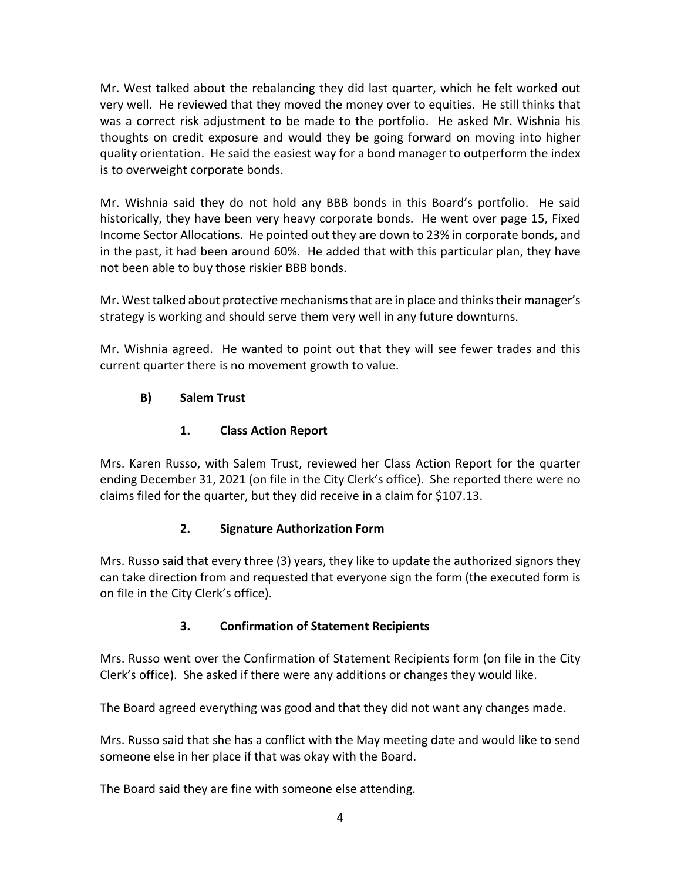Mr. West talked about the rebalancing they did last quarter, which he felt worked out very well. He reviewed that they moved the money over to equities. He still thinks that was a correct risk adjustment to be made to the portfolio. He asked Mr. Wishnia his thoughts on credit exposure and would they be going forward on moving into higher quality orientation. He said the easiest way for a bond manager to outperform the index is to overweight corporate bonds.

Mr. Wishnia said they do not hold any BBB bonds in this Board's portfolio. He said historically, they have been very heavy corporate bonds. He went over page 15, Fixed Income Sector Allocations. He pointed out they are down to 23% in corporate bonds, and in the past, it had been around 60%. He added that with this particular plan, they have not been able to buy those riskier BBB bonds.

Mr. West talked about protective mechanisms that are in place and thinks their manager's strategy is working and should serve them very well in any future downturns.

Mr. Wishnia agreed. He wanted to point out that they will see fewer trades and this current quarter there is no movement growth to value.

**B) Salem Trust**

**1. Class Action Report**

Mrs. Karen Russo, with Salem Trust, reviewed her Class Action Report for the quarter ending December 31, 2021 (on file in the City Clerk's office). She reported there were no claims filed for the quarter, but they did receive in a claim for $107.13.

**2. Signature Authorization Form**

Mrs. Russo said that every three (3) years, they like to update the authorized signors they can take direction from and requested that everyone sign the form (the executed form is on file in the City Clerk's office).

**3. Confirmation of Statement Recipients**

Mrs. Russo went over the Confirmation of Statement Recipients form (on file in the City Clerk's office). She asked if there were any additions or changes they would like.

The Board agreed everything was good and that they did not want any changes made.

Mrs. Russo said that she has a conflict with the May meeting date and would like to send someone else in her place if that was okay with the Board.

The Board said they are fine with someone else attending.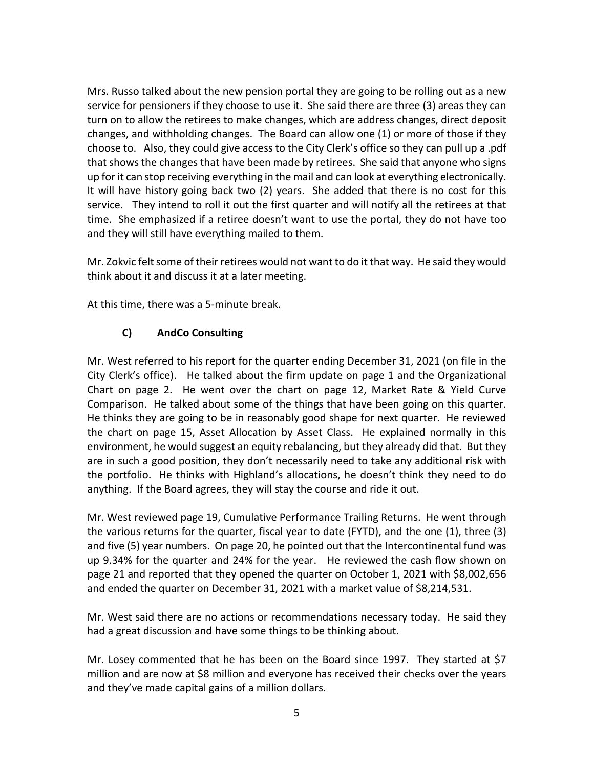Mrs. Russo talked about the new pension portal they are going to be rolling out as a new service for pensioners if they choose to use it. She said there are three (3) areas they can turn on to allow the retirees to make changes, which are address changes, direct deposit changes, and withholding changes. The Board can allow one (1) or more of those if they choose to. Also, they could give access to the City Clerk's office so they can pull up a .pdf that shows the changes that have been made by retirees. She said that anyone who signs up for it can stop receiving everything in the mail and can look at everything electronically. It will have history going back two (2) years. She added that there is no cost for this service. They intend to roll it out the first quarter and will notify all the retirees at that time. She emphasized if a retiree doesn't want to use the portal, they do not have too and they will still have everything mailed to them.

Mr. Zokvic felt some of their retirees would not want to do it that way. He said they would think about it and discuss it at a later meeting.

At this time, there was a 5-minute break.

### C) AndCo Consulting

Mr. West referred to his report for the quarter ending December 31, 2021 (on file in the City Clerk's office). He talked about the firm update on page 1 and the Organizational Chart on page 2. He went over the chart on page 12, Market Rate & Yield Curve Comparison. He talked about some of the things that have been going on this quarter. He thinks they are going to be in reasonably good shape for next quarter. He reviewed the chart on page 15, Asset Allocation by Asset Class. He explained normally in this environment, he would suggest an equity rebalancing, but they already did that. But they are in such a good position, they don't necessarily need to take any additional risk with the portfolio. He thinks with Highland's allocations, he doesn't think they need to do anything. If the Board agrees, they will stay the course and ride it out.

Mr. West reviewed page 19, Cumulative Performance Trailing Returns. He went through the various returns for the quarter, fiscal year to date (FYTD), and the one (1), three (3) and five (5) year numbers. On page 20, he pointed out that the Intercontinental fund was up 9.34% for the quarter and 24% for the year. He reviewed the cash flow shown on page 21 and reported that they opened the quarter on October 1, 2021 with $8,002,656 and ended the quarter on December 31, 2021 with a market value of $8,214,531.

Mr. West said there are no actions or recommendations necessary today. He said they had a great discussion and have some things to be thinking about.

Mr. Losey commented that he has been on the Board since 1997. They started at $7 million and are now at $8 million and everyone has received their checks over the years and they've made capital gains of a million dollars.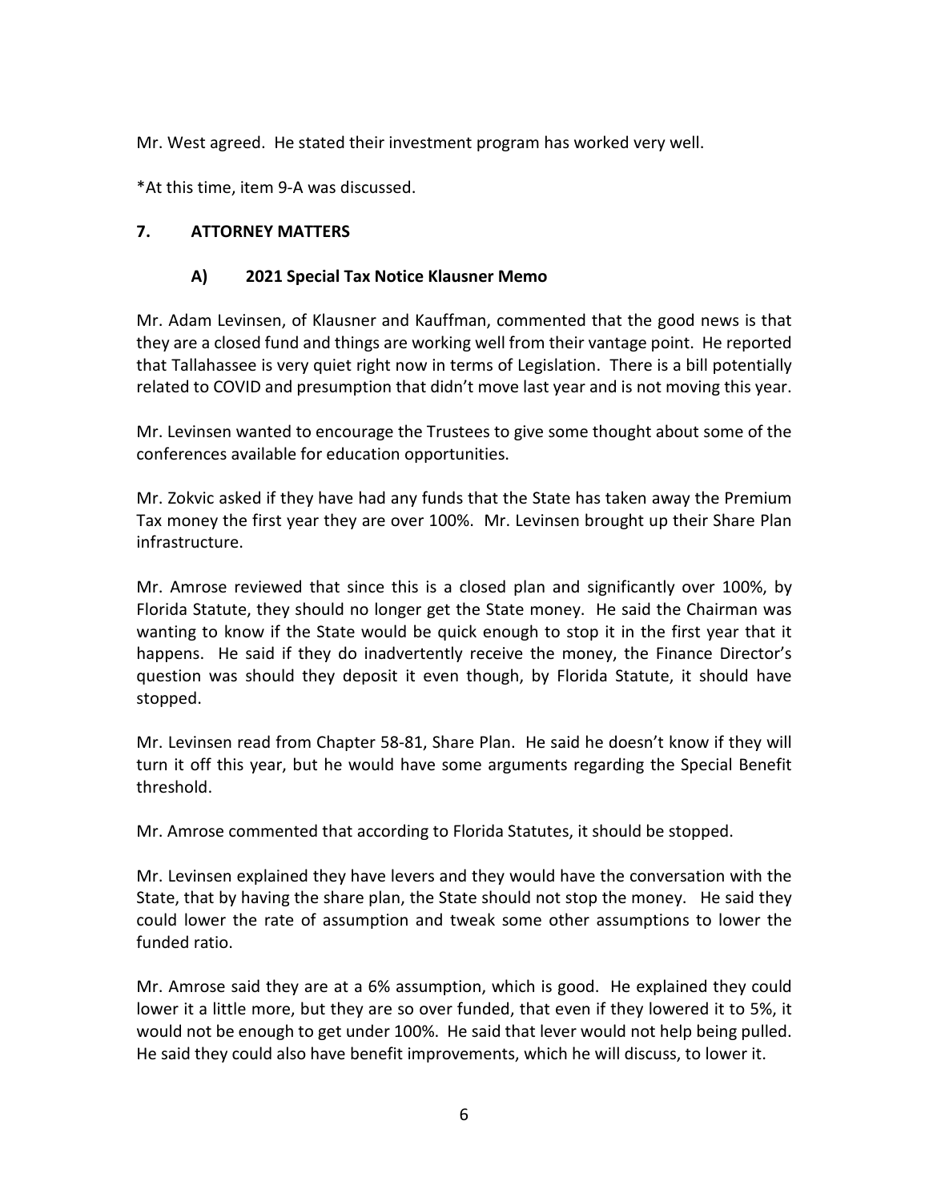Mr. West agreed. He stated their investment program has worked very well.

*At this time, item 9-A was discussed.

## 7. ATTORNEY MATTERS

### A) 2021 Special Tax Notice Klausner Memo

Mr. Adam Levinsen, of Klausner and Kauffman, commented that the good news is that they are a closed fund and things are working well from their vantage point. He reported that Tallahassee is very quiet right now in terms of Legislation. There is a bill potentially related to COVID and presumption that didn't move last year and is not moving this year.

Mr. Levinsen wanted to encourage the Trustees to give some thought about some of the conferences available for education opportunities.

Mr. Zokvic asked if they have had any funds that the State has taken away the Premium Tax money the first year they are over 100%. Mr. Levinsen brought up their Share Plan infrastructure.

Mr. Amrose reviewed that since this is a closed plan and significantly over 100%, by Florida Statute, they should no longer get the State money. He said the Chairman was wanting to know if the State would be quick enough to stop it in the first year that it happens. He said if they do inadvertently receive the money, the Finance Director's question was should they deposit it even though, by Florida Statute, it should have stopped.

Mr. Levinsen read from Chapter 58-81, Share Plan. He said he doesn't know if they will turn it off this year, but he would have some arguments regarding the Special Benefit threshold.

Mr. Amrose commented that according to Florida Statutes, it should be stopped.

Mr. Levinsen explained they have levers and they would have the conversation with the State, that by having the share plan, the State should not stop the money. He said they could lower the rate of assumption and tweak some other assumptions to lower the funded ratio.

Mr. Amrose said they are at a 6% assumption, which is good. He explained they could lower it a little more, but they are so over funded, that even if they lowered it to 5%, it would not be enough to get under 100%. He said that lever would not help being pulled. He said they could also have benefit improvements, which he will discuss, to lower it.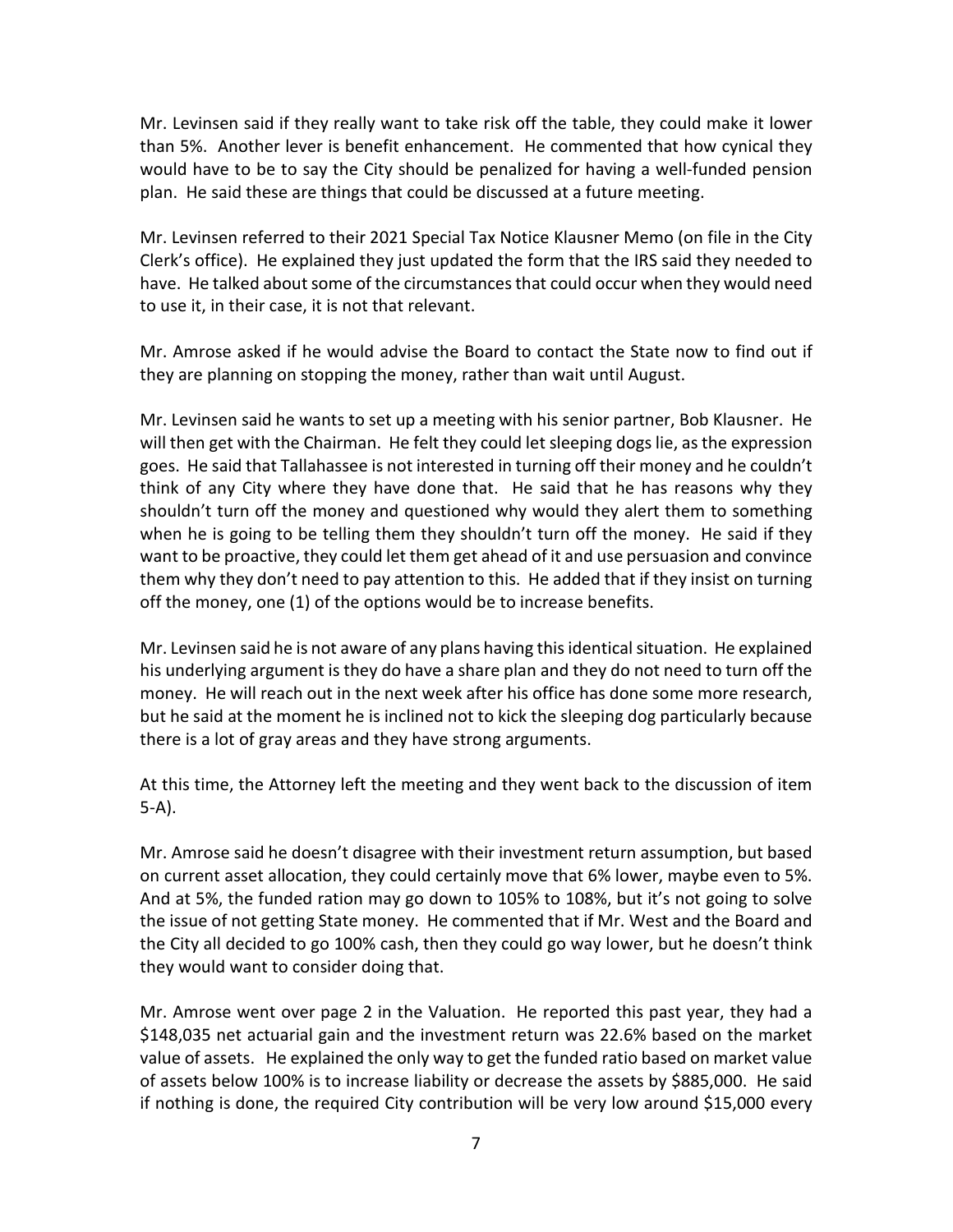Mr. Levinsen said if they really want to take risk off the table, they could make it lower than 5%. Another lever is benefit enhancement. He commented that how cynical they would have to be to say the City should be penalized for having a well-funded pension plan. He said these are things that could be discussed at a future meeting.

Mr. Levinsen referred to their 2021 Special Tax Notice Klausner Memo (on file in the City Clerk's office). He explained they just updated the form that the IRS said they needed to have. He talked about some of the circumstances that could occur when they would need to use it, in their case, it is not that relevant.

Mr. Amrose asked if he would advise the Board to contact the State now to find out if they are planning on stopping the money, rather than wait until August.

Mr. Levinsen said he wants to set up a meeting with his senior partner, Bob Klausner. He will then get with the Chairman. He felt they could let sleeping dogs lie, as the expression goes. He said that Tallahassee is not interested in turning off their money and he couldn't think of any City where they have done that. He said that he has reasons why they shouldn't turn off the money and questioned why would they alert them to something when he is going to be telling them they shouldn't turn off the money. He said if they want to be proactive, they could let them get ahead of it and use persuasion and convince them why they don't need to pay attention to this. He added that if they insist on turning off the money, one (1) of the options would be to increase benefits.

Mr. Levinsen said he is not aware of any plans having this identical situation. He explained his underlying argument is they do have a share plan and they do not need to turn off the money. He will reach out in the next week after his office has done some more research, but he said at the moment he is inclined not to kick the sleeping dog particularly because there is a lot of gray areas and they have strong arguments.

At this time, the Attorney left the meeting and they went back to the discussion of item 5-A).

Mr. Amrose said he doesn't disagree with their investment return assumption, but based on current asset allocation, they could certainly move that 6% lower, maybe even to 5%. And at 5%, the funded ration may go down to 105% to 108%, but it's not going to solve the issue of not getting State money. He commented that if Mr. West and the Board and the City all decided to go 100% cash, then they could go way lower, but he doesn't think they would want to consider doing that.

Mr. Amrose went over page 2 in the Valuation. He reported this past year, they had a $148,035 net actuarial gain and the investment return was 22.6% based on the market value of assets. He explained the only way to get the funded ratio based on market value of assets below 100% is to increase liability or decrease the assets by $885,000. He said if nothing is done, the required City contribution will be very low around $15,000 every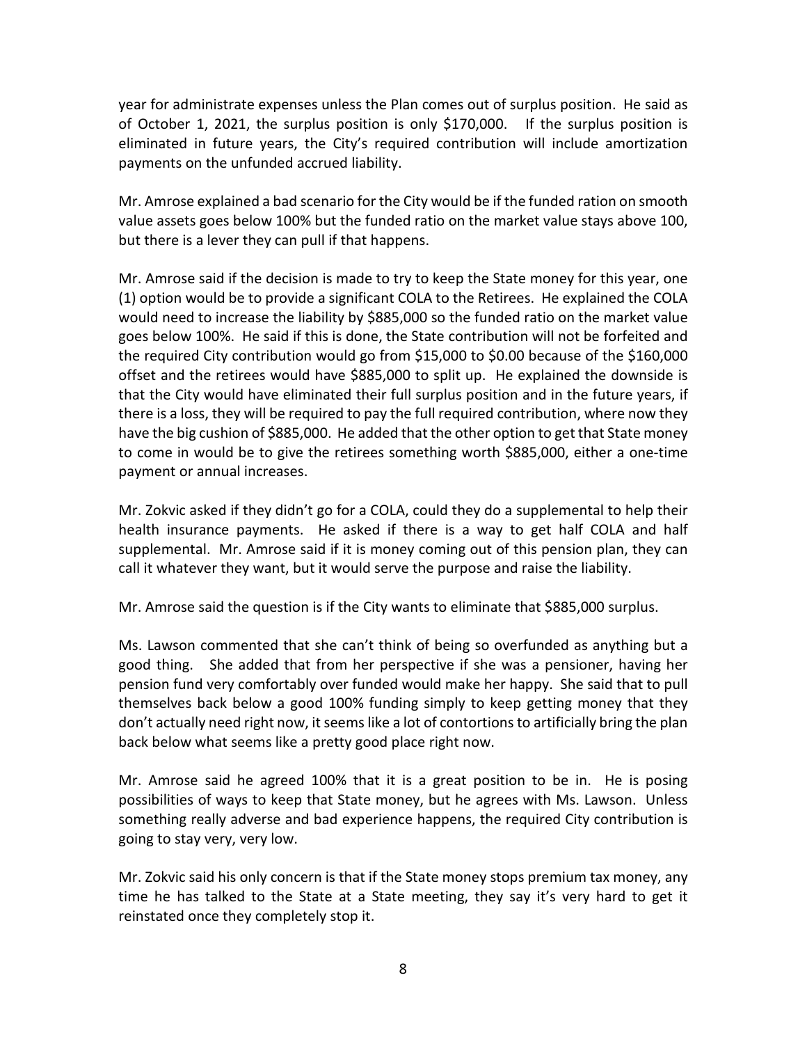year for administrate expenses unless the Plan comes out of surplus position. He said as of October 1, 2021, the surplus position is only $170,000. If the surplus position is eliminated in future years, the City's required contribution will include amortization payments on the unfunded accrued liability.

Mr. Amrose explained a bad scenario for the City would be if the funded ration on smooth value assets goes below 100% but the funded ratio on the market value stays above 100, but there is a lever they can pull if that happens.

Mr. Amrose said if the decision is made to try to keep the State money for this year, one (1) option would be to provide a significant COLA to the Retirees. He explained the COLA would need to increase the liability by $885,000 so the funded ratio on the market value goes below 100%. He said if this is done, the State contribution will not be forfeited and the required City contribution would go from $15,000 to $0.00 because of the $160,000 offset and the retirees would have $885,000 to split up. He explained the downside is that the City would have eliminated their full surplus position and in the future years, if there is a loss, they will be required to pay the full required contribution, where now they have the big cushion of $885,000. He added that the other option to get that State money to come in would be to give the retirees something worth $885,000, either a one-time payment or annual increases.

Mr. Zokvic asked if they didn't go for a COLA, could they do a supplemental to help their health insurance payments. He asked if there is a way to get half COLA and half supplemental. Mr. Amrose said if it is money coming out of this pension plan, they can call it whatever they want, but it would serve the purpose and raise the liability.

Mr. Amrose said the question is if the City wants to eliminate that $885,000 surplus.

Ms. Lawson commented that she can't think of being so overfunded as anything but a good thing. She added that from her perspective if she was a pensioner, having her pension fund very comfortably over funded would make her happy. She said that to pull themselves back below a good 100% funding simply to keep getting money that they don't actually need right now, it seems like a lot of contortions to artificially bring the plan back below what seems like a pretty good place right now.

Mr. Amrose said he agreed 100% that it is a great position to be in. He is posing possibilities of ways to keep that State money, but he agrees with Ms. Lawson. Unless something really adverse and bad experience happens, the required City contribution is going to stay very, very low.

Mr. Zokvic said his only concern is that if the State money stops premium tax money, any time he has talked to the State at a State meeting, they say it's very hard to get it reinstated once they completely stop it.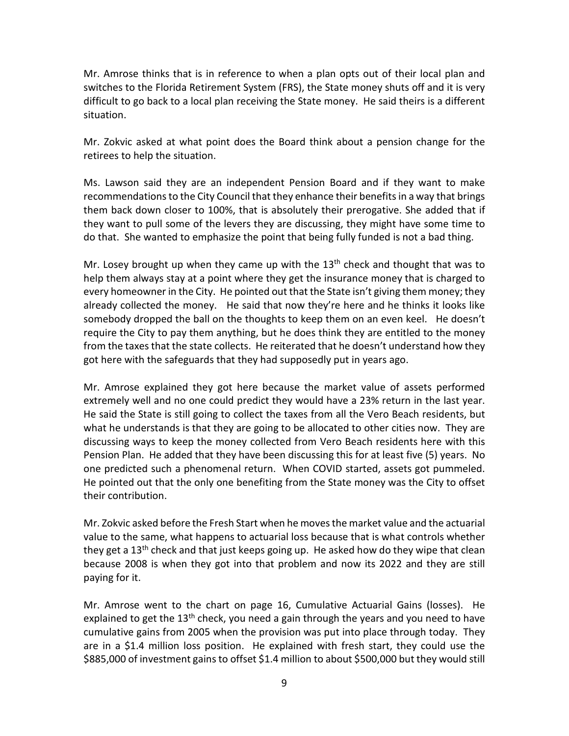Mr. Amrose thinks that is in reference to when a plan opts out of their local plan and switches to the Florida Retirement System (FRS), the State money shuts off and it is very difficult to go back to a local plan receiving the State money. He said theirs is a different situation.

Mr. Zokvic asked at what point does the Board think about a pension change for the retirees to help the situation.

Ms. Lawson said they are an independent Pension Board and if they want to make recommendations to the City Council that they enhance their benefits in a way that brings them back down closer to 100%, that is absolutely their prerogative. She added that if they want to pull some of the levers they are discussing, they might have some time to do that. She wanted to emphasize the point that being fully funded is not a bad thing.

Mr. Losey brought up when they came up with the 13th check and thought that was to help them always stay at a point where they get the insurance money that is charged to every homeowner in the City. He pointed out that the State isn't giving them money; they already collected the money. He said that now they're here and he thinks it looks like somebody dropped the ball on the thoughts to keep them on an even keel. He doesn't require the City to pay them anything, but he does think they are entitled to the money from the taxes that the state collects. He reiterated that he doesn't understand how they got here with the safeguards that they had supposedly put in years ago.

Mr. Amrose explained they got here because the market value of assets performed extremely well and no one could predict they would have a 23% return in the last year. He said the State is still going to collect the taxes from all the Vero Beach residents, but what he understands is that they are going to be allocated to other cities now. They are discussing ways to keep the money collected from Vero Beach residents here with this Pension Plan. He added that they have been discussing this for at least five (5) years. No one predicted such a phenomenal return. When COVID started, assets got pummeled. He pointed out that the only one benefiting from the State money was the City to offset their contribution.

Mr. Zokvic asked before the Fresh Start when he moves the market value and the actuarial value to the same, what happens to actuarial loss because that is what controls whether they get a 13th check and that just keeps going up. He asked how do they wipe that clean because 2008 is when they got into that problem and now its 2022 and they are still paying for it.

Mr. Amrose went to the chart on page 16, Cumulative Actuarial Gains (losses). He explained to get the 13th check, you need a gain through the years and you need to have cumulative gains from 2005 when the provision was put into place through today. They are in a $1.4 million loss position. He explained with fresh start, they could use the $885,000 of investment gains to offset $1.4 million to about $500,000 but they would still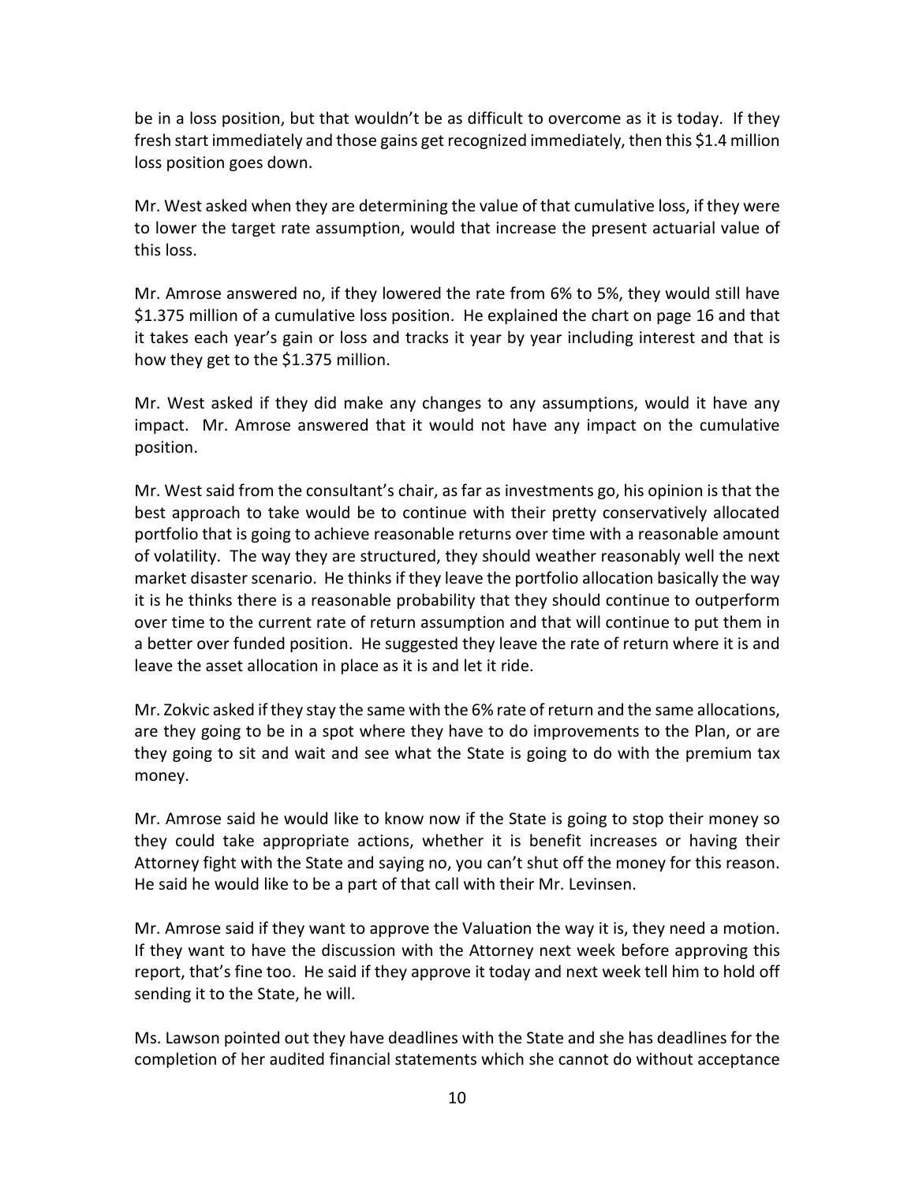be in a loss position, but that wouldn't be as difficult to overcome as it is today. If they fresh start immediately and those gains get recognized immediately, then this $1.4 million loss position goes down.

Mr. West asked when they are determining the value of that cumulative loss, if they were to lower the target rate assumption, would that increase the present actuarial value of this loss.

Mr. Amrose answered no, if they lowered the rate from 6% to 5%, they would still have $1.375 million of a cumulative loss position. He explained the chart on page 16 and that it takes each year's gain or loss and tracks it year by year including interest and that is how they get to the $1.375 million.

Mr. West asked if they did make any changes to any assumptions, would it have any impact. Mr. Amrose answered that it would not have any impact on the cumulative position.

Mr. West said from the consultant's chair, as far as investments go, his opinion is that the best approach to take would be to continue with their pretty conservatively allocated portfolio that is going to achieve reasonable returns over time with a reasonable amount of volatility. The way they are structured, they should weather reasonably well the next market disaster scenario. He thinks if they leave the portfolio allocation basically the way it is he thinks there is a reasonable probability that they should continue to outperform over time to the current rate of return assumption and that will continue to put them in a better over funded position. He suggested they leave the rate of return where it is and leave the asset allocation in place as it is and let it ride.

Mr. Zokvic asked if they stay the same with the 6% rate of return and the same allocations, are they going to be in a spot where they have to do improvements to the Plan, or are they going to sit and wait and see what the State is going to do with the premium tax money.

Mr. Amrose said he would like to know now if the State is going to stop their money so they could take appropriate actions, whether it is benefit increases or having their Attorney fight with the State and saying no, you can't shut off the money for this reason. He said he would like to be a part of that call with their Mr. Levinsen.

Mr. Amrose said if they want to approve the Valuation the way it is, they need a motion. If they want to have the discussion with the Attorney next week before approving this report, that's fine too. He said if they approve it today and next week tell him to hold off sending it to the State, he will.

Ms. Lawson pointed out they have deadlines with the State and she has deadlines for the completion of her audited financial statements which she cannot do without acceptance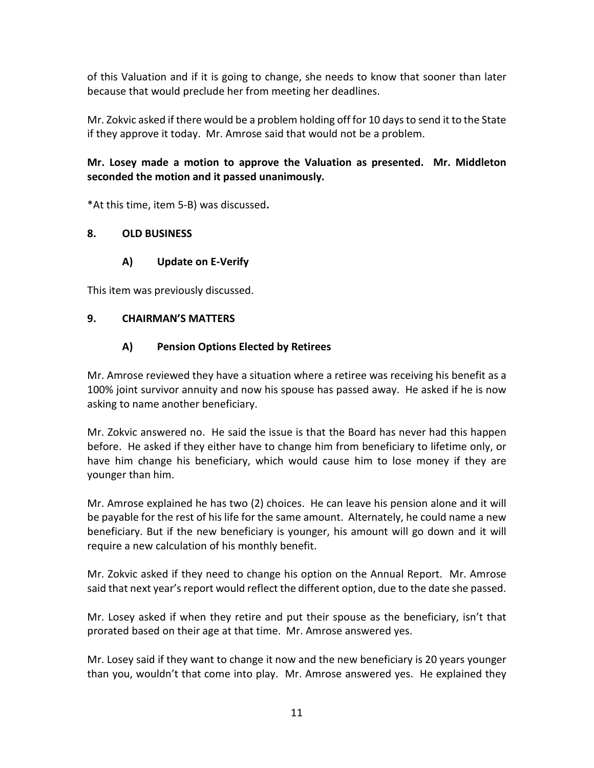of this Valuation and if it is going to change, she needs to know that sooner than later because that would preclude her from meeting her deadlines.

Mr. Zokvic asked if there would be a problem holding off for 10 days to send it to the State if they approve it today. Mr. Amrose said that would not be a problem.

**Mr. Losey made a motion to approve the Valuation as presented. Mr. Middleton seconded the motion and it passed unanimously.**

*At this time, item 5-B) was discussed**.**

## 8. OLD BUSINESS

### A) Update on E-Verify

This item was previously discussed.

## 9. CHAIRMAN'S MATTERS

### A) Pension Options Elected by Retirees

Mr. Amrose reviewed they have a situation where a retiree was receiving his benefit as a 100% joint survivor annuity and now his spouse has passed away. He asked if he is now asking to name another beneficiary.

Mr. Zokvic answered no. He said the issue is that the Board has never had this happen before. He asked if they either have to change him from beneficiary to lifetime only, or have him change his beneficiary, which would cause him to lose money if they are younger than him.

Mr. Amrose explained he has two (2) choices. He can leave his pension alone and it will be payable for the rest of his life for the same amount. Alternately, he could name a new beneficiary. But if the new beneficiary is younger, his amount will go down and it will require a new calculation of his monthly benefit.

Mr. Zokvic asked if they need to change his option on the Annual Report. Mr. Amrose said that next year's report would reflect the different option, due to the date she passed.

Mr. Losey asked if when they retire and put their spouse as the beneficiary, isn't that prorated based on their age at that time. Mr. Amrose answered yes.

Mr. Losey said if they want to change it now and the new beneficiary is 20 years younger than you, wouldn't that come into play. Mr. Amrose answered yes. He explained they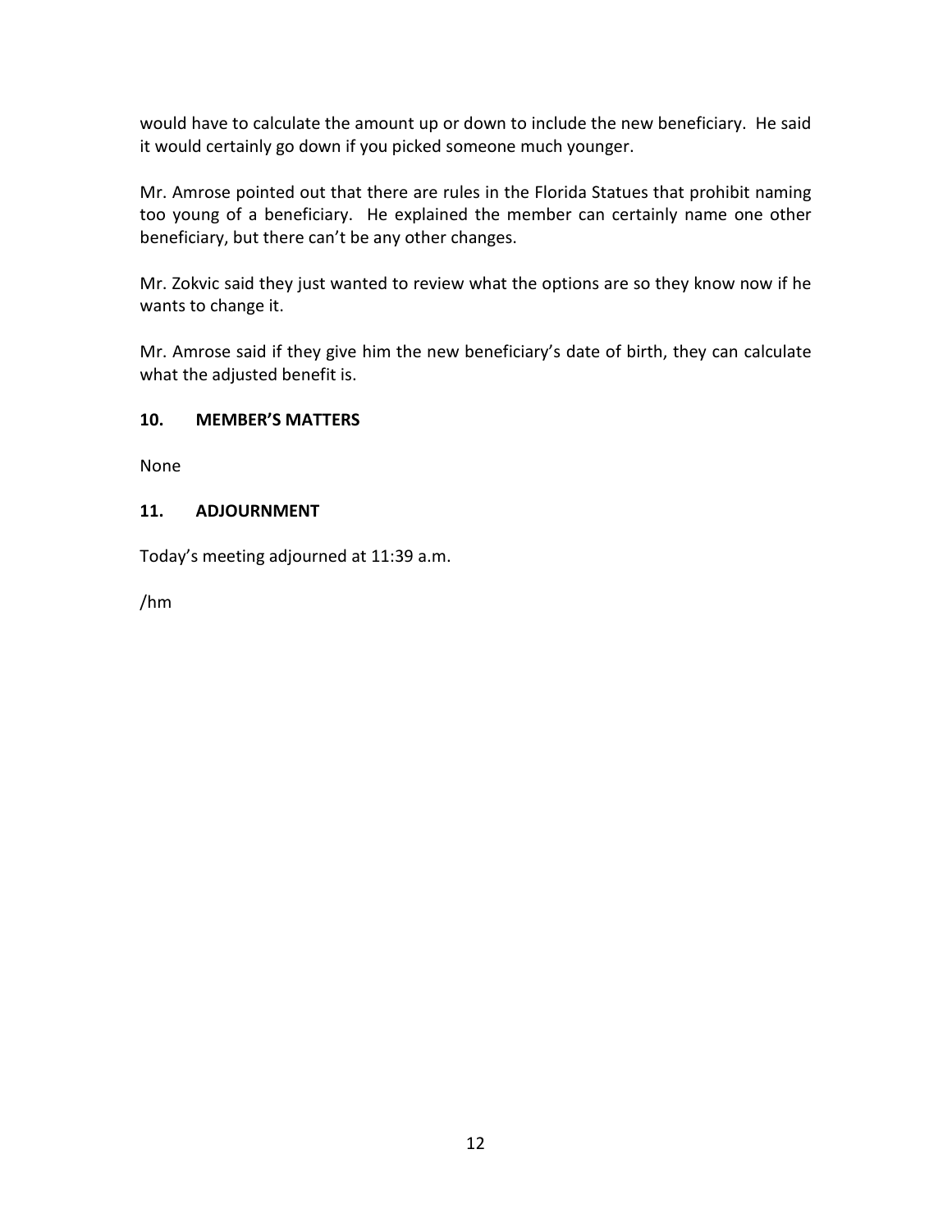would have to calculate the amount up or down to include the new beneficiary. He said it would certainly go down if you picked someone much younger.

Mr. Amrose pointed out that there are rules in the Florida Statues that prohibit naming too young of a beneficiary. He explained the member can certainly name one other beneficiary, but there can't be any other changes.

Mr. Zokvic said they just wanted to review what the options are so they know now if he wants to change it.

Mr. Amrose said if they give him the new beneficiary's date of birth, they can calculate what the adjusted benefit is.

**10. MEMBER'S MATTERS**

None

**11. ADJOURNMENT**

Today's meeting adjourned at 11:39 a.m.

/hm